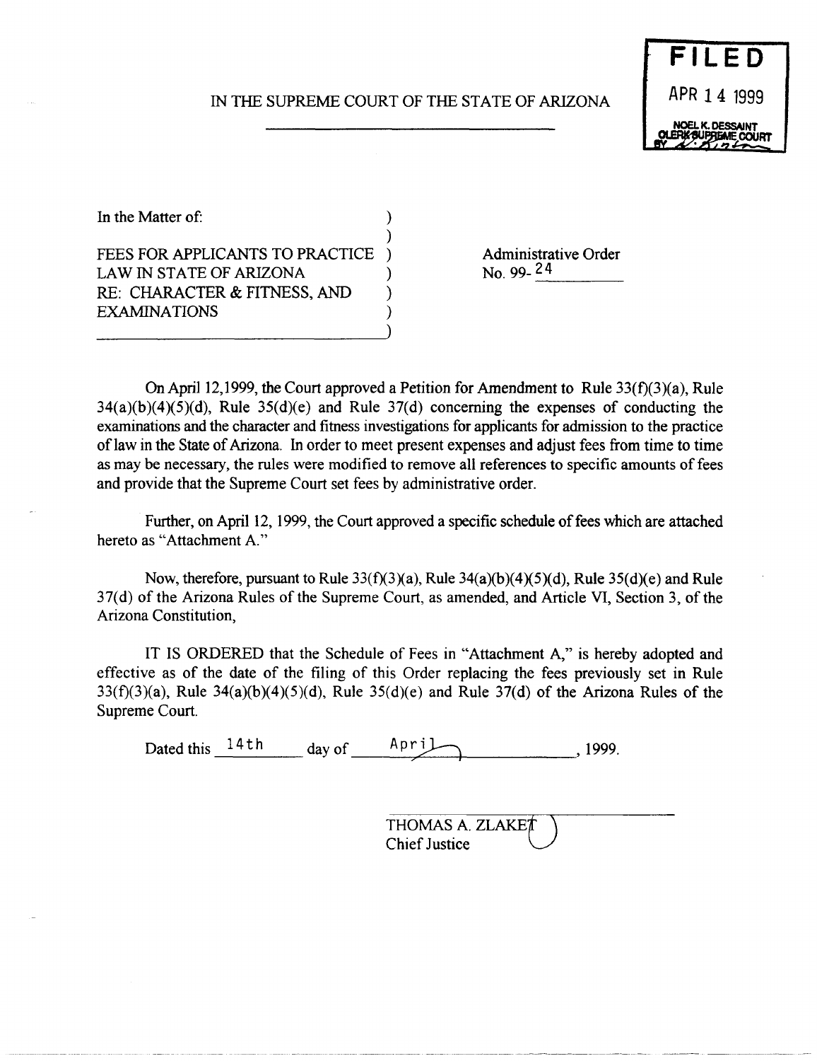IN THE SUPREME COURT OF THE STATE OF ARIZONA

**FILED**
APR 14 1999
NOEL K. DESSAINT
CLERK SUPREME COURT
BY

In the Matter of:

FEES FOR APPLICANTS TO PRACTICE LAW IN STATE OF ARIZONA
RE: CHARACTER & FITNESS, AND EXAMINATIONS

Administrative Order
No. 99-24

On April 12,1999, the Court approved a Petition for Amendment to Rule 33(f)(3)(a), Rule 34(a)(b)(4)(5)(d), Rule 35(d)(e) and Rule 37(d) concerning the expenses of conducting the examinations and the character and fitness investigations for applicants for admission to the practice of law in the State of Arizona. In order to meet present expenses and adjust fees from time to time as may be necessary, the rules were modified to remove all references to specific amounts of fees and provide that the Supreme Court set fees by administrative order.

Further, on April 12, 1999, the Court approved a specific schedule of fees which are attached hereto as "Attachment A."

Now, therefore, pursuant to Rule 33(f)(3)(a), Rule 34(a)(b)(4)(5)(d), Rule 35(d)(e) and Rule 37(d) of the Arizona Rules of the Supreme Court, as amended, and Article VI, Section 3, of the Arizona Constitution,

IT IS ORDERED that the Schedule of Fees in "Attachment A," is hereby adopted and effective as of the date of the filing of this Order replacing the fees previously set in Rule 33(f)(3)(a), Rule 34(a)(b)(4)(5)(d), Rule 35(d)(e) and Rule 37(d) of the Arizona Rules of the Supreme Court.

Dated this 14th day of April, 1999.

THOMAS A. ZLAKET
Chief Justice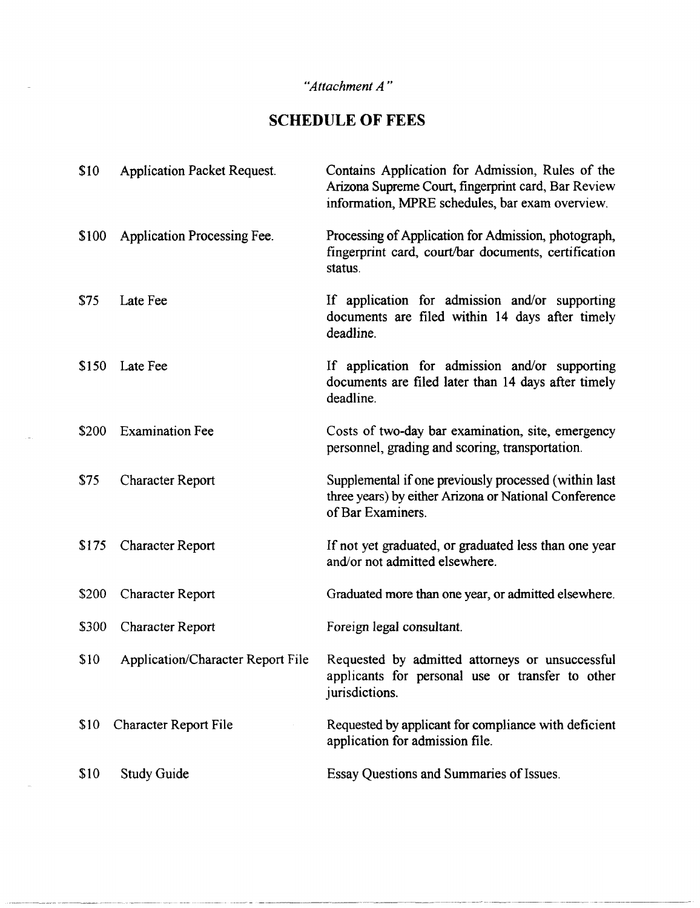*"Attachment A"*

# SCHEDULE OF FEES

| Fee | Item | Description |
|---|---|---|
| $10 | Application Packet Request. | Contains Application for Admission, Rules of the Arizona Supreme Court, fingerprint card, Bar Review information, MPRE schedules, bar exam overview. |
| $100 | Application Processing Fee. | Processing of Application for Admission, photograph, fingerprint card, court/bar documents, certification status. |
| $75 | Late Fee | If application for admission and/or supporting documents are filed within 14 days after timely deadline. |
| $150 | Late Fee | If application for admission and/or supporting documents are filed later than 14 days after timely deadline. |
| $200 | Examination Fee | Costs of two-day bar examination, site, emergency personnel, grading and scoring, transportation. |
| $75 | Character Report | Supplemental if one previously processed (within last three years) by either Arizona or National Conference of Bar Examiners. |
| $175 | Character Report | If not yet graduated, or graduated less than one year and/or not admitted elsewhere. |
| $200 | Character Report | Graduated more than one year, or admitted elsewhere. |
| $300 | Character Report | Foreign legal consultant. |
| $10 | Application/Character Report File | Requested by admitted attorneys or unsuccessful applicants for personal use or transfer to other jurisdictions. |
| $10 | Character Report File | Requested by applicant for compliance with deficient application for admission file. |
| $10 | Study Guide | Essay Questions and Summaries of Issues. |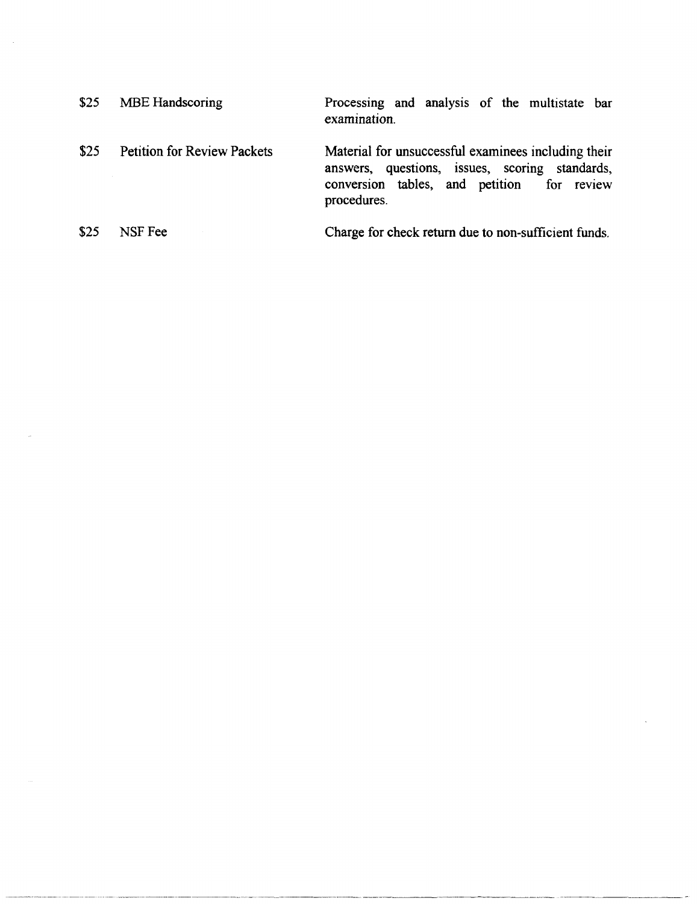| | | |
|---|---|---|
| $25 | MBE Handscoring | Processing and analysis of the multistate bar examination. |
| $25 | Petition for Review Packets | Material for unsuccessful examinees including their answers, questions, issues, scoring standards, conversion tables, and petition for review procedures. |
| $25 | NSF Fee | Charge for check return due to non-sufficient funds. |